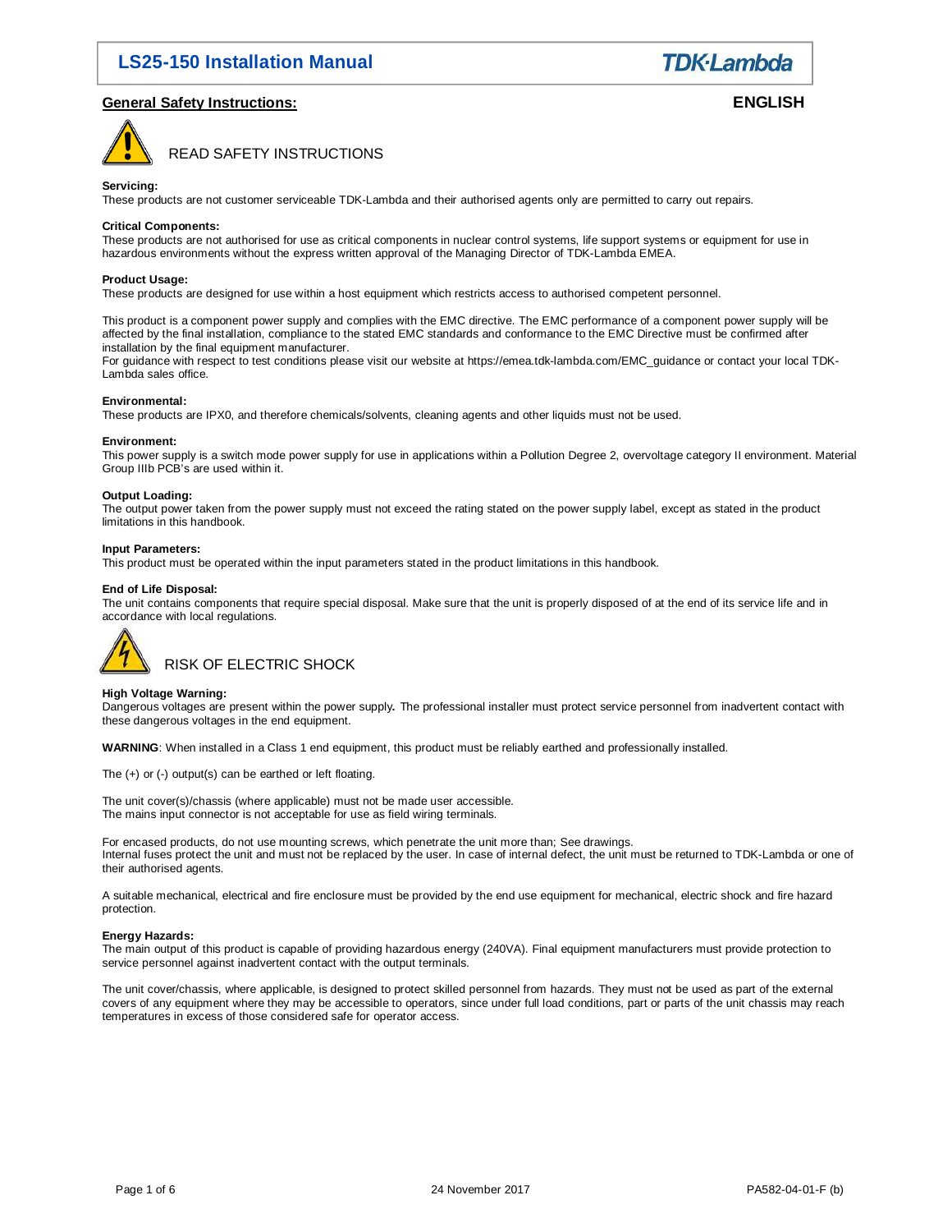# LS25-150 Installation Manual

## General Safety Instructions:

**ENGLISH**

READ SAFETY INSTRUCTIONS

**Servicing:**
These products are not customer serviceable TDK-Lambda and their authorised agents only are permitted to carry out repairs.

**Critical Components:**
These products are not authorised for use as critical components in nuclear control systems, life support systems or equipment for use in hazardous environments without the express written approval of the Managing Director of TDK-Lambda EMEA.

**Product Usage:**
These products are designed for use within a host equipment which restricts access to authorised competent personnel.

This product is a component power supply and complies with the EMC directive. The EMC performance of a component power supply will be affected by the final installation, compliance to the stated EMC standards and conformance to the EMC Directive must be confirmed after installation by the final equipment manufacturer.
For guidance with respect to test conditions please visit our website at https://emea.tdk-lambda.com/EMC_guidance or contact your local TDK-Lambda sales office.

**Environmental:**
These products are IPX0, and therefore chemicals/solvents, cleaning agents and other liquids must not be used.

**Environment:**
This power supply is a switch mode power supply for use in applications within a Pollution Degree 2, overvoltage category II environment. Material Group IIIb PCB's are used within it.

**Output Loading:**
The output power taken from the power supply must not exceed the rating stated on the power supply label, except as stated in the product limitations in this handbook.

**Input Parameters:**
This product must be operated within the input parameters stated in the product limitations in this handbook.

**End of Life Disposal:**
The unit contains components that require special disposal. Make sure that the unit is properly disposed of at the end of its service life and in accordance with local regulations.

RISK OF ELECTRIC SHOCK

**High Voltage Warning:**
Dangerous voltages are present within the power supply**.** The professional installer must protect service personnel from inadvertent contact with these dangerous voltages in the end equipment.

**WARNING**: When installed in a Class 1 end equipment, this product must be reliably earthed and professionally installed.

The (+) or (-) output(s) can be earthed or left floating.

The unit cover(s)/chassis (where applicable) must not be made user accessible.
The mains input connector is not acceptable for use as field wiring terminals.

For encased products, do not use mounting screws, which penetrate the unit more than; See drawings.
Internal fuses protect the unit and must not be replaced by the user. In case of internal defect, the unit must be returned to TDK-Lambda or one of their authorised agents.

A suitable mechanical, electrical and fire enclosure must be provided by the end use equipment for mechanical, electric shock and fire hazard protection.

**Energy Hazards:**
The main output of this product is capable of providing hazardous energy (240VA). Final equipment manufacturers must provide protection to service personnel against inadvertent contact with the output terminals.

The unit cover/chassis, where applicable, is designed to protect skilled personnel from hazards. They must not be used as part of the external covers of any equipment where they may be accessible to operators, since under full load conditions, part or parts of the unit chassis may reach temperatures in excess of those considered safe for operator access.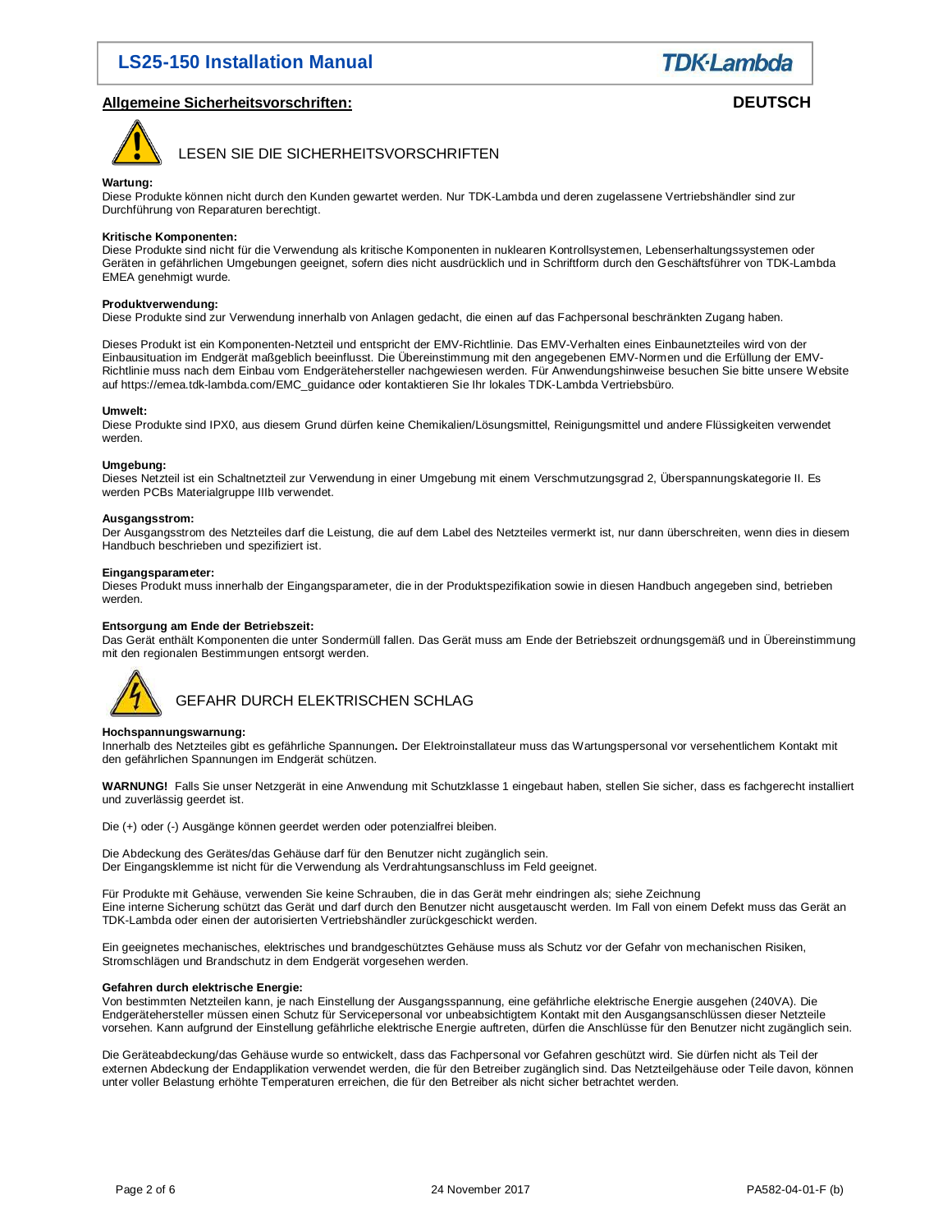## Allgemeine Sicherheitsvorschriften:

**DEUTSCH**

LESEN SIE DIE SICHERHEITSVORSCHRIFTEN

**Wartung:**
Diese Produkte können nicht durch den Kunden gewartet werden. Nur TDK-Lambda und deren zugelassene Vertriebshändler sind zur Durchführung von Reparaturen berechtigt.

**Kritische Komponenten:**
Diese Produkte sind nicht für die Verwendung als kritische Komponenten in nuklearen Kontrollsystemen, Lebenserhaltungssystemen oder Geräten in gefährlichen Umgebungen geeignet, sofern dies nicht ausdrücklich und in Schriftform durch den Geschäftsführer von TDK-Lambda EMEA genehmigt wurde.

**Produktverwendung:**
Diese Produkte sind zur Verwendung innerhalb von Anlagen gedacht, die einen auf das Fachpersonal beschränkten Zugang haben.

Dieses Produkt ist ein Komponenten-Netzteil und entspricht der EMV-Richtlinie. Das EMV-Verhalten eines Einbaunetzteiles wird von der Einbausituation im Endgerät maßgeblich beeinflusst. Die Übereinstimmung mit den angegebenen EMV-Normen und die Erfüllung der EMV-Richtlinie muss nach dem Einbau vom Endgerätehersteller nachgewiesen werden. Für Anwendungshinweise besuchen Sie bitte unsere Website auf https://emea.tdk-lambda.com/EMC_guidance oder kontaktieren Sie Ihr lokales TDK-Lambda Vertriebsbüro.

**Umwelt:**
Diese Produkte sind IPX0, aus diesem Grund dürfen keine Chemikalien/Lösungsmittel, Reinigungsmittel und andere Flüssigkeiten verwendet werden.

**Umgebung:**
Dieses Netzteil ist ein Schaltnetzteil zur Verwendung in einer Umgebung mit einem Verschmutzungsgrad 2, Überspannungskategorie II. Es werden PCBs Materialgruppe IIIb verwendet.

**Ausgangsstrom:**
Der Ausgangsstrom des Netzteiles darf die Leistung, die auf dem Label des Netzteiles vermerkt ist, nur dann überschreiten, wenn dies in diesem Handbuch beschrieben und spezifiziert ist.

**Eingangsparameter:**
Dieses Produkt muss innerhalb der Eingangsparameter, die in der Produktspezifikation sowie in diesen Handbuch angegeben sind, betrieben werden.

**Entsorgung am Ende der Betriebszeit:**
Das Gerät enthält Komponenten die unter Sondermüll fallen. Das Gerät muss am Ende der Betriebszeit ordnungsgemäß und in Übereinstimmung mit den regionalen Bestimmungen entsorgt werden.

GEFAHR DURCH ELEKTRISCHEN SCHLAG

**Hochspannungswarnung:**
Innerhalb des Netzteiles gibt es gefährliche Spannungen**.** Der Elektroinstallateur muss das Wartungspersonal vor versehentlichem Kontakt mit den gefährlichen Spannungen im Endgerät schützen.

**WARNUNG!** Falls Sie unser Netzgerät in eine Anwendung mit Schutzklasse 1 eingebaut haben, stellen Sie sicher, dass es fachgerecht installiert und zuverlässig geerdet ist.

Die (+) oder (-) Ausgänge können geerdet werden oder potenzialfrei bleiben.

Die Abdeckung des Gerätes/das Gehäuse darf für den Benutzer nicht zugänglich sein.
Der Eingangsklemme ist nicht für die Verwendung als Verdrahtungsanschluss im Feld geeignet.

Für Produkte mit Gehäuse, verwenden Sie keine Schrauben, die in das Gerät mehr eindringen als; siehe Zeichnung
Eine interne Sicherung schützt das Gerät und darf durch den Benutzer nicht ausgetauscht werden. Im Fall von einem Defekt muss das Gerät an TDK-Lambda oder einen der autorisierten Vertriebshändler zurückgeschickt werden.

Ein geeignetes mechanisches, elektrisches und brandgeschütztes Gehäuse muss als Schutz vor der Gefahr von mechanischen Risiken, Stromschlägen und Brandschutz in dem Endgerät vorgesehen werden.

**Gefahren durch elektrische Energie:**
Von bestimmten Netzteilen kann, je nach Einstellung der Ausgangsspannung, eine gefährliche elektrische Energie ausgehen (240VA). Die Endgerätehersteller müssen einen Schutz für Servicepersonal vor unbeabsichtigtem Kontakt mit den Ausgangsanschlüssen dieser Netzteile vorsehen. Kann aufgrund der Einstellung gefährliche elektrische Energie auftreten, dürfen die Anschlüsse für den Benutzer nicht zugänglich sein.

Die Geräteabdeckung/das Gehäuse wurde so entwickelt, dass das Fachpersonal vor Gefahren geschützt wird. Sie dürfen nicht als Teil der externen Abdeckung der Endapplikation verwendet werden, die für den Betreiber zugänglich sind. Das Netzteilgehäuse oder Teile davon, können unter voller Belastung erhöhte Temperaturen erreichen, die für den Betreiber als nicht sicher betrachtet werden.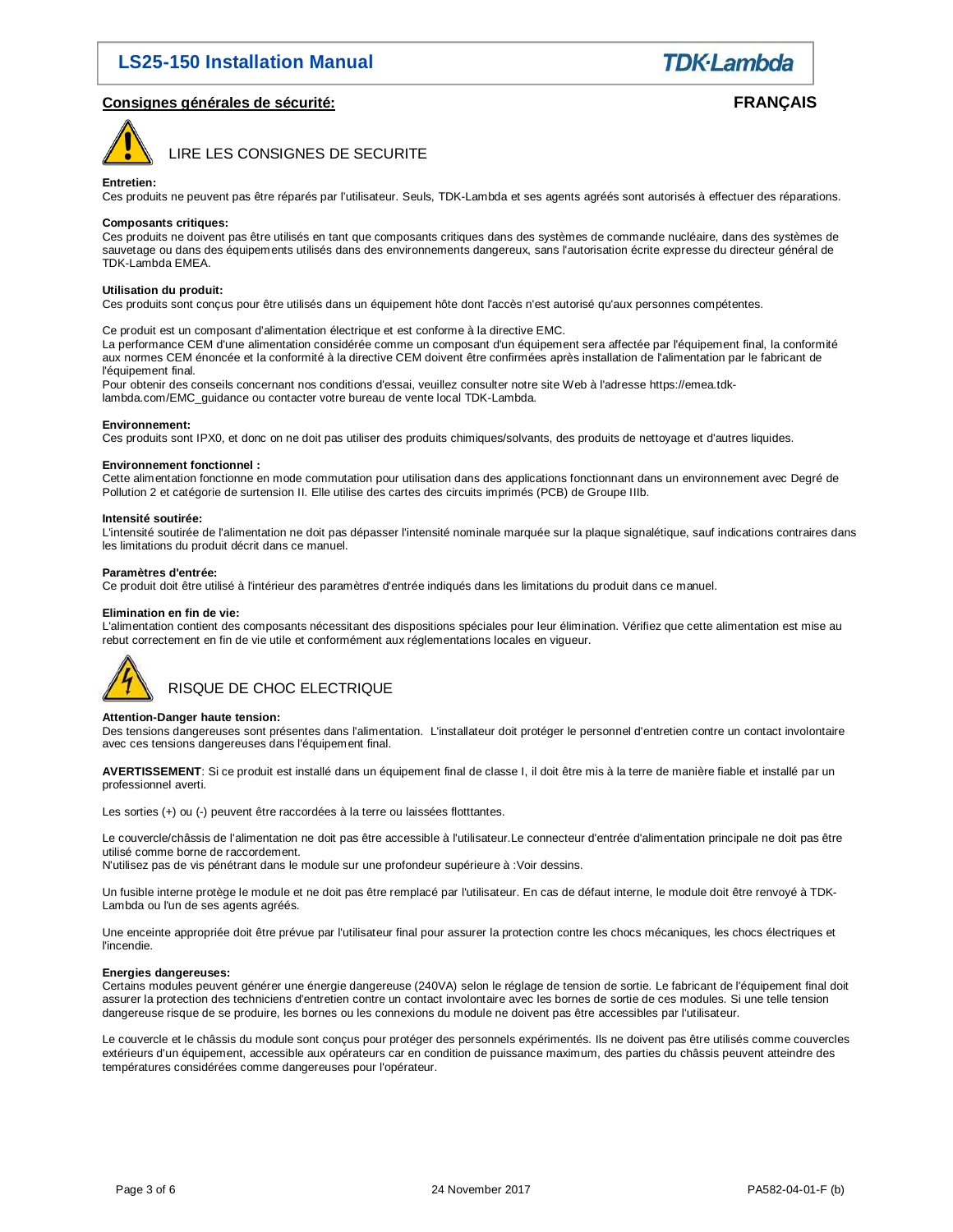## Consignes générales de sécurité:

**FRANÇAIS**

LIRE LES CONSIGNES DE SECURITE

**Entretien:**
Ces produits ne peuvent pas être réparés par l'utilisateur. Seuls, TDK-Lambda et ses agents agréés sont autorisés à effectuer des réparations.

**Composants critiques:**
Ces produits ne doivent pas être utilisés en tant que composants critiques dans des systèmes de commande nucléaire, dans des systèmes de sauvetage ou dans des équipements utilisés dans des environnements dangereux, sans l'autorisation écrite expresse du directeur général de TDK-Lambda EMEA.

**Utilisation du produit:**
Ces produits sont conçus pour être utilisés dans un équipement hôte dont l'accès n'est autorisé qu'aux personnes compétentes.

Ce produit est un composant d'alimentation électrique et est conforme à la directive EMC.
La performance CEM d'une alimentation considérée comme un composant d'un équipement sera affectée par l'équipement final, la conformité aux normes CEM énoncée et la conformité à la directive CEM doivent être confirmées après installation de l'alimentation par le fabricant de l'équipement final.
Pour obtenir des conseils concernant nos conditions d'essai, veuillez consulter notre site Web à l'adresse https://emea.tdk-lambda.com/EMC_guidance ou contacter votre bureau de vente local TDK-Lambda.

**Environnement:**
Ces produits sont IPX0, et donc on ne doit pas utiliser des produits chimiques/solvants, des produits de nettoyage et d'autres liquides.

**Environnement fonctionnel :**
Cette alimentation fonctionne en mode commutation pour utilisation dans des applications fonctionnant dans un environnement avec Degré de Pollution 2 et catégorie de surtension II. Elle utilise des cartes des circuits imprimés (PCB) de Groupe IIIb.

**Intensité soutirée:**
L'intensité soutirée de l'alimentation ne doit pas dépasser l'intensité nominale marquée sur la plaque signalétique, sauf indications contraires dans les limitations du produit décrit dans ce manuel.

**Paramètres d'entrée:**
Ce produit doit être utilisé à l'intérieur des paramètres d'entrée indiqués dans les limitations du produit dans ce manuel.

**Elimination en fin de vie:**
L'alimentation contient des composants nécessitant des dispositions spéciales pour leur élimination. Vérifiez que cette alimentation est mise au rebut correctement en fin de vie utile et conformément aux réglementations locales en vigueur.

RISQUE DE CHOC ELECTRIQUE

**Attention-Danger haute tension:**
Des tensions dangereuses sont présentes dans l'alimentation. L'installateur doit protéger le personnel d'entretien contre un contact involontaire avec ces tensions dangereuses dans l'équipement final.

**AVERTISSEMENT**: Si ce produit est installé dans un équipement final de classe I, il doit être mis à la terre de manière fiable et installé par un professionnel averti.

Les sorties (+) ou (-) peuvent être raccordées à la terre ou laissées flotttantes.

Le couvercle/châssis de l'alimentation ne doit pas être accessible à l'utilisateur.Le connecteur d'entrée d'alimentation principale ne doit pas être utilisé comme borne de raccordement.
N'utilisez pas de vis pénétrant dans le module sur une profondeur supérieure à :Voir dessins.

Un fusible interne protège le module et ne doit pas être remplacé par l'utilisateur. En cas de défaut interne, le module doit être renvoyé à TDK-Lambda ou l'un de ses agents agréés.

Une enceinte appropriée doit être prévue par l'utilisateur final pour assurer la protection contre les chocs mécaniques, les chocs électriques et l'incendie.

**Energies dangereuses:**
Certains modules peuvent générer une énergie dangereuse (240VA) selon le réglage de tension de sortie. Le fabricant de l'équipement final doit assurer la protection des techniciens d'entretien contre un contact involontaire avec les bornes de sortie de ces modules. Si une telle tension dangereuse risque de se produire, les bornes ou les connexions du module ne doivent pas être accessibles par l'utilisateur.

Le couvercle et le châssis du module sont conçus pour protéger des personnels expérimentés. Ils ne doivent pas être utilisés comme couvercles extérieurs d'un équipement, accessible aux opérateurs car en condition de puissance maximum, des parties du châssis peuvent atteindre des températures considérées comme dangereuses pour l'opérateur.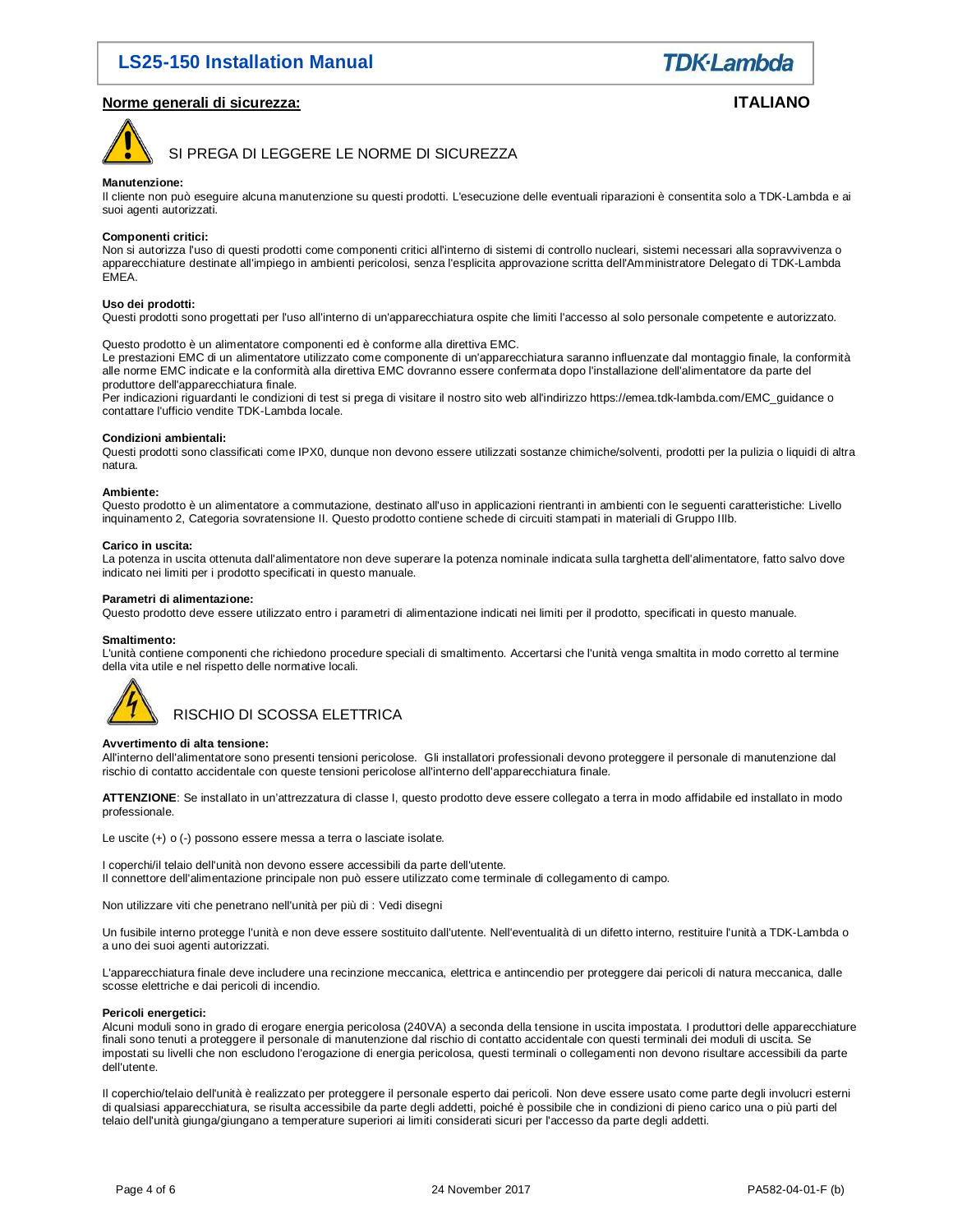## Norme generali di sicurezza:

**ITALIANO**

SI PREGA DI LEGGERE LE NORME DI SICUREZZA

**Manutenzione:**
Il cliente non può eseguire alcuna manutenzione su questi prodotti. L'esecuzione delle eventuali riparazioni è consentita solo a TDK-Lambda e ai suoi agenti autorizzati.

**Componenti critici:**
Non si autorizza l'uso di questi prodotti come componenti critici all'interno di sistemi di controllo nucleari, sistemi necessari alla sopravvivenza o apparecchiature destinate all'impiego in ambienti pericolosi, senza l'esplicita approvazione scritta dell'Amministratore Delegato di TDK-Lambda EMEA.

**Uso dei prodotti:**
Questi prodotti sono progettati per l'uso all'interno di un'apparecchiatura ospite che limiti l'accesso al solo personale competente e autorizzato.

Questo prodotto è un alimentatore componenti ed è conforme alla direttiva EMC.
Le prestazioni EMC di un alimentatore utilizzato come componente di un'apparecchiatura saranno influenzate dal montaggio finale, la conformità alle norme EMC indicate e la conformità alla direttiva EMC dovranno essere confermata dopo l'installazione dell'alimentatore da parte del produttore dell'apparecchiatura finale.
Per indicazioni riguardanti le condizioni di test si prega di visitare il nostro sito web all'indirizzo https://emea.tdk-lambda.com/EMC_guidance o contattare l'ufficio vendite TDK-Lambda locale.

**Condizioni ambientali:**
Questi prodotti sono classificati come IPX0, dunque non devono essere utilizzati sostanze chimiche/solventi, prodotti per la pulizia o liquidi di altra natura.

**Ambiente:**
Questo prodotto è un alimentatore a commutazione, destinato all'uso in applicazioni rientranti in ambienti con le seguenti caratteristiche: Livello inquinamento 2, Categoria sovratensione II. Questo prodotto contiene schede di circuiti stampati in materiali di Gruppo IIIb.

**Carico in uscita:**
La potenza in uscita ottenuta dall'alimentatore non deve superare la potenza nominale indicata sulla targhetta dell'alimentatore, fatto salvo dove indicato nei limiti per i prodotto specificati in questo manuale.

**Parametri di alimentazione:**
Questo prodotto deve essere utilizzato entro i parametri di alimentazione indicati nei limiti per il prodotto, specificati in questo manuale.

**Smaltimento:**
L'unità contiene componenti che richiedono procedure speciali di smaltimento. Accertarsi che l'unità venga smaltita in modo corretto al termine della vita utile e nel rispetto delle normative locali.

RISCHIO DI SCOSSA ELETTRICA

**Avvertimento di alta tensione:**
All'interno dell'alimentatore sono presenti tensioni pericolose. Gli installatori professionali devono proteggere il personale di manutenzione dal rischio di contatto accidentale con queste tensioni pericolose all'interno dell'apparecchiatura finale.

**ATTENZIONE**: Se installato in un'attrezzatura di classe I, questo prodotto deve essere collegato a terra in modo affidabile ed installato in modo professionale.

Le uscite (+) o (-) possono essere messa a terra o lasciate isolate.

I coperchi/il telaio dell'unità non devono essere accessibili da parte dell'utente.
Il connettore dell'alimentazione principale non può essere utilizzato come terminale di collegamento di campo.

Non utilizzare viti che penetrano nell'unità per più di : Vedi disegni

Un fusibile interno protegge l'unità e non deve essere sostituito dall'utente. Nell'eventualità di un difetto interno, restituire l'unità a TDK-Lambda o a uno dei suoi agenti autorizzati.

L'apparecchiatura finale deve includere una recinzione meccanica, elettrica e antincendio per proteggere dai pericoli di natura meccanica, dalle scosse elettriche e dai pericoli di incendio.

**Pericoli energetici:**
Alcuni moduli sono in grado di erogare energia pericolosa (240VA) a seconda della tensione in uscita impostata. I produttori delle apparecchiature finali sono tenuti a proteggere il personale di manutenzione dal rischio di contatto accidentale con questi terminali dei moduli di uscita. Se impostati su livelli che non escludono l'erogazione di energia pericolosa, questi terminali o collegamenti non devono risultare accessibili da parte dell'utente.

Il coperchio/telaio dell'unità è realizzato per proteggere il personale esperto dai pericoli. Non deve essere usato come parte degli involucri esterni di qualsiasi apparecchiatura, se risulta accessibile da parte degli addetti, poiché è possibile che in condizioni di pieno carico una o più parti del telaio dell'unità giunga/giungano a temperature superiori ai limiti considerati sicuri per l'accesso da parte degli addetti.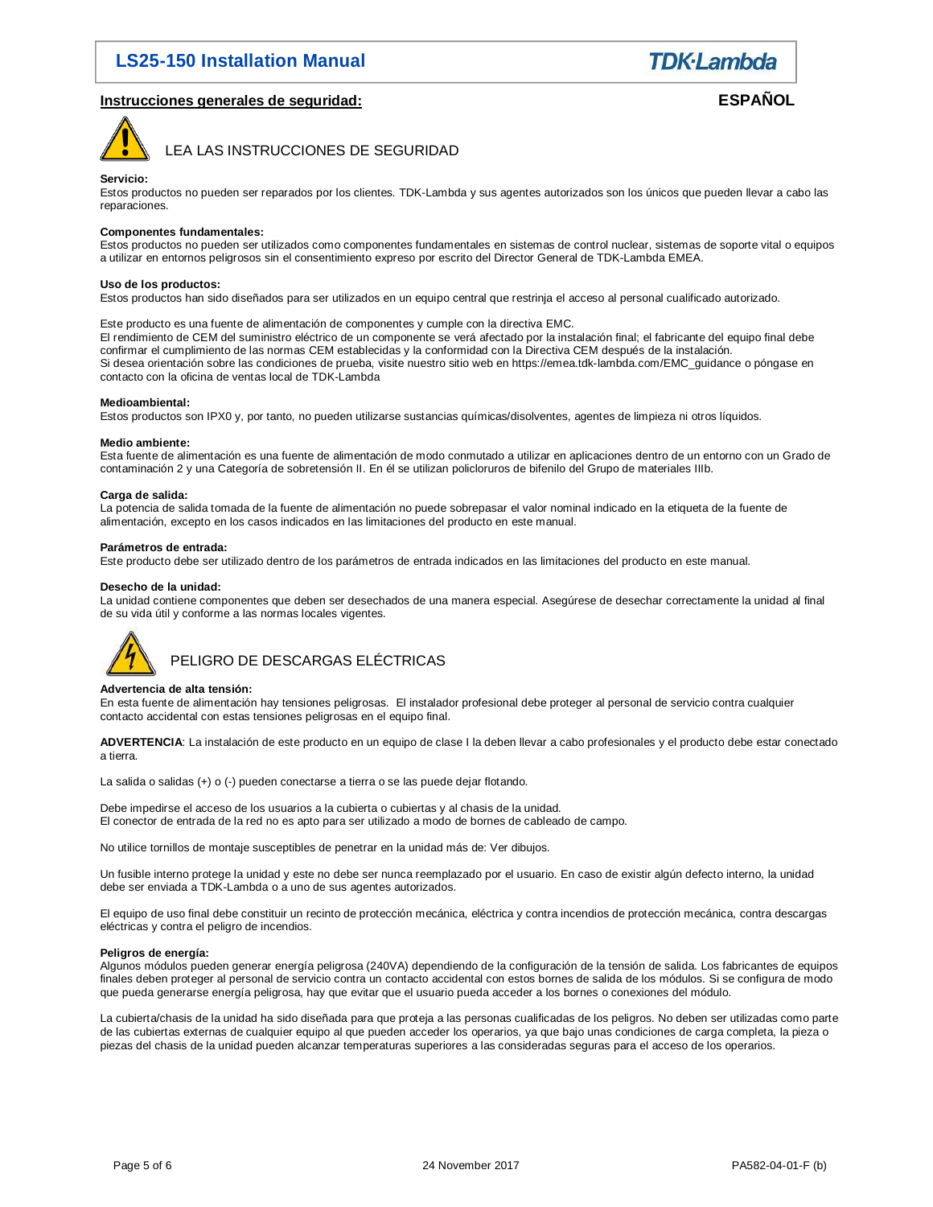## Instrucciones generales de seguridad:

**ESPAÑOL**

### LEA LAS INSTRUCCIONES DE SEGURIDAD

**Servicio:**
Estos productos no pueden ser reparados por los clientes. TDK-Lambda y sus agentes autorizados son los únicos que pueden llevar a cabo las reparaciones.

**Componentes fundamentales:**
Estos productos no pueden ser utilizados como componentes fundamentales en sistemas de control nuclear, sistemas de soporte vital o equipos a utilizar en entornos peligrosos sin el consentimiento expreso por escrito del Director General de TDK-Lambda EMEA.

**Uso de los productos:**
Estos productos han sido diseñados para ser utilizados en un equipo central que restrinja el acceso al personal cualificado autorizado.

Este producto es una fuente de alimentación de componentes y cumple con la directiva EMC.
El rendimiento de CEM del suministro eléctrico de un componente se verá afectado por la instalación final; el fabricante del equipo final debe confirmar el cumplimiento de las normas CEM establecidas y la conformidad con la Directiva CEM después de la instalación.
Si desea orientación sobre las condiciones de prueba, visite nuestro sitio web en https://emea.tdk-lambda.com/EMC_guidance o póngase en contacto con la oficina de ventas local de TDK-Lambda

**Medioambiental:**
Estos productos son IPX0 y, por tanto, no pueden utilizarse sustancias químicas/disolventes, agentes de limpieza ni otros líquidos.

**Medio ambiente:**
Esta fuente de alimentación es una fuente de alimentación de modo conmutado a utilizar en aplicaciones dentro de un entorno con un Grado de contaminación 2 y una Categoría de sobretensión II. En él se utilizan policloruros de bifenilo del Grupo de materiales IIIb.

**Carga de salida:**
La potencia de salida tomada de la fuente de alimentación no puede sobrepasar el valor nominal indicado en la etiqueta de la fuente de alimentación, excepto en los casos indicados en las limitaciones del producto en este manual.

**Parámetros de entrada:**
Este producto debe ser utilizado dentro de los parámetros de entrada indicados en las limitaciones del producto en este manual.

**Desecho de la unidad:**
La unidad contiene componentes que deben ser desechados de una manera especial. Asegúrese de desechar correctamente la unidad al final de su vida útil y conforme a las normas locales vigentes.

### PELIGRO DE DESCARGAS ELÉCTRICAS

**Advertencia de alta tensión:**
En esta fuente de alimentación hay tensiones peligrosas. El instalador profesional debe proteger al personal de servicio contra cualquier contacto accidental con estas tensiones peligrosas en el equipo final.

**ADVERTENCIA**: La instalación de este producto en un equipo de clase I la deben llevar a cabo profesionales y el producto debe estar conectado a tierra.

La salida o salidas (+) o (-) pueden conectarse a tierra o se las puede dejar flotando.

Debe impedirse el acceso de los usuarios a la cubierta o cubiertas y al chasis de la unidad.
El conector de entrada de la red no es apto para ser utilizado a modo de bornes de cableado de campo.

No utilice tornillos de montaje susceptibles de penetrar en la unidad más de: Ver dibujos.

Un fusible interno protege la unidad y este no debe ser nunca reemplazado por el usuario. En caso de existir algún defecto interno, la unidad debe ser enviada a TDK-Lambda o a uno de sus agentes autorizados.

El equipo de uso final debe constituir un recinto de protección mecánica, eléctrica y contra incendios de protección mecánica, contra descargas eléctricas y contra el peligro de incendios.

**Peligros de energía:**
Algunos módulos pueden generar energía peligrosa (240VA) dependiendo de la configuración de la tensión de salida. Los fabricantes de equipos finales deben proteger al personal de servicio contra un contacto accidental con estos bornes de salida de los módulos. Si se configura de modo que pueda generarse energía peligrosa, hay que evitar que el usuario pueda acceder a los bornes o conexiones del módulo.

La cubierta/chasis de la unidad ha sido diseñada para que proteja a las personas cualificadas de los peligros. No deben ser utilizadas como parte de las cubiertas externas de cualquier equipo al que pueden acceder los operarios, ya que bajo unas condiciones de carga completa, la pieza o piezas del chasis de la unidad pueden alcanzar temperaturas superiores a las consideradas seguras para el acceso de los operarios.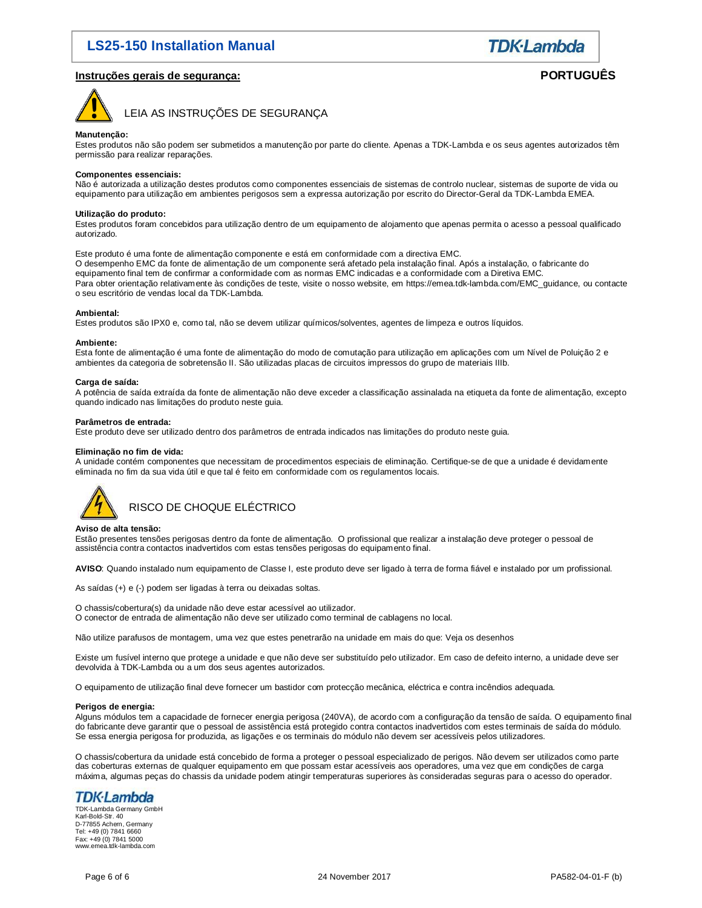## Instruções gerais de segurança:

**PORTUGUÊS**

### LEIA AS INSTRUÇÕES DE SEGURANÇA

**Manutenção:**
Estes produtos não são podem ser submetidos a manutenção por parte do cliente. Apenas a TDK-Lambda e os seus agentes autorizados têm permissão para realizar reparações.

**Componentes essenciais:**
Não é autorizada a utilização destes produtos como componentes essenciais de sistemas de controlo nuclear, sistemas de suporte de vida ou equipamento para utilização em ambientes perigosos sem a expressa autorização por escrito do Director-Geral da TDK-Lambda EMEA.

**Utilização do produto:**
Estes produtos foram concebidos para utilização dentro de um equipamento de alojamento que apenas permita o acesso a pessoal qualificado autorizado.

Este produto é uma fonte de alimentação componente e está em conformidade com a directiva EMC.
O desempenho EMC da fonte de alimentação de um componente será afetado pela instalação final. Após a instalação, o fabricante do equipamento final tem de confirmar a conformidade com as normas EMC indicadas e a conformidade com a Diretiva EMC.
Para obter orientação relativamente às condições de teste, visite o nosso website, em https://emea.tdk-lambda.com/EMC_guidance, ou contacte o seu escritório de vendas local da TDK-Lambda.

**Ambiental:**
Estes produtos são IPX0 e, como tal, não se devem utilizar químicos/solventes, agentes de limpeza e outros líquidos.

**Ambiente:**
Esta fonte de alimentação é uma fonte de alimentação do modo de comutação para utilização em aplicações com um Nível de Poluição 2 e ambientes da categoria de sobretensão II. São utilizadas placas de circuitos impressos do grupo de materiais IIIb.

**Carga de saída:**
A potência de saída extraída da fonte de alimentação não deve exceder a classificação assinalada na etiqueta da fonte de alimentação, excepto quando indicado nas limitações do produto neste guia.

**Parâmetros de entrada:**
Este produto deve ser utilizado dentro dos parâmetros de entrada indicados nas limitações do produto neste guia.

**Eliminação no fim de vida:**
A unidade contém componentes que necessitam de procedimentos especiais de eliminação. Certifique-se de que a unidade é devidamente eliminada no fim da sua vida útil e que tal é feito em conformidade com os regulamentos locais.

### RISCO DE CHOQUE ELÉCTRICO

**Aviso de alta tensão:**
Estão presentes tensões perigosas dentro da fonte de alimentação. O profissional que realizar a instalação deve proteger o pessoal de assistência contra contactos inadvertidos com estas tensões perigosas do equipamento final.

**AVISO**: Quando instalado num equipamento de Classe I, este produto deve ser ligado à terra de forma fiável e instalado por um profissional.

As saídas (+) e (-) podem ser ligadas à terra ou deixadas soltas.

O chassis/cobertura(s) da unidade não deve estar acessível ao utilizador.
O conector de entrada de alimentação não deve ser utilizado como terminal de cablagens no local.

Não utilize parafusos de montagem, uma vez que estes penetrarão na unidade em mais do que: Veja os desenhos

Existe um fusível interno que protege a unidade e que não deve ser substituído pelo utilizador. Em caso de defeito interno, a unidade deve ser devolvida à TDK-Lambda ou a um dos seus agentes autorizados.

O equipamento de utilização final deve fornecer um bastidor com protecção mecânica, eléctrica e contra incêndios adequada.

**Perigos de energia:**
Alguns módulos tem a capacidade de fornecer energia perigosa (240VA), de acordo com a configuração da tensão de saída. O equipamento final do fabricante deve garantir que o pessoal de assistência está protegido contra contactos inadvertidos com estes terminais de saída do módulo. Se essa energia perigosa for produzida, as ligações e os terminais do módulo não devem ser acessíveis pelos utilizadores.

O chassis/cobertura da unidade está concebido de forma a proteger o pessoal especializado de perigos. Não devem ser utilizados como parte das coberturas externas de qualquer equipamento em que possam estar acessíveis aos operadores, uma vez que em condições de carga máxima, algumas peças do chassis da unidade podem atingir temperaturas superiores às consideradas seguras para o acesso do operador.

TDK-Lambda Germany GmbH
Karl-Bold-Str. 40
D-77855 Achern, Germany
Tel: +49 (0) 7841 6660
Fax: +49 (0) 7841 5000
www.emea.tdk-lambda.com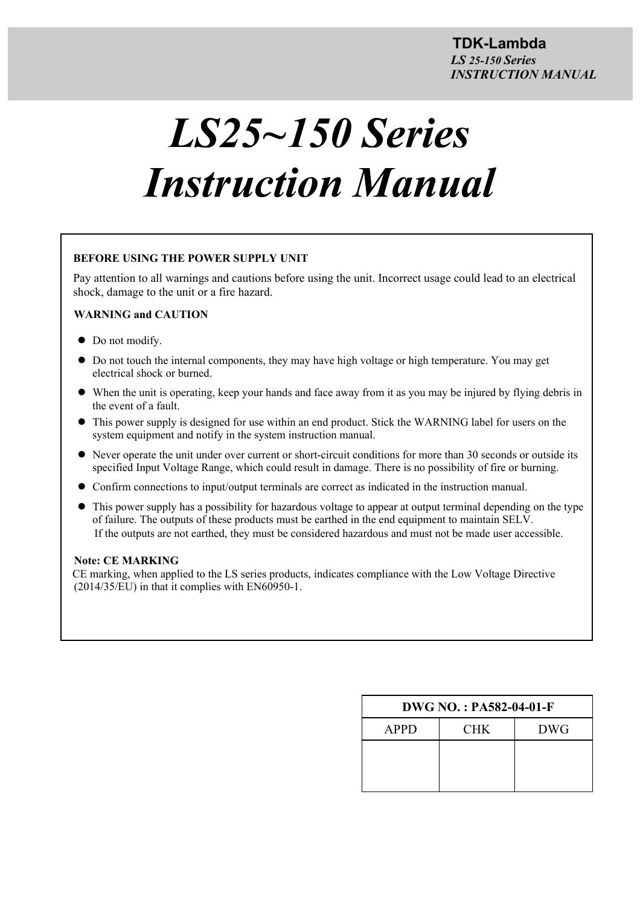# LS25~150 Series Instruction Manual

**BEFORE USING THE POWER SUPPLY UNIT**

Pay attention to all warnings and cautions before using the unit. Incorrect usage could lead to an electrical shock, damage to the unit or a fire hazard.

**WARNING and CAUTION**

- Do not modify.
- Do not touch the internal components, they may have high voltage or high temperature. You may get electrical shock or burned.
- When the unit is operating, keep your hands and face away from it as you may be injured by flying debris in the event of a fault.
- This power supply is designed for use within an end product. Stick the WARNING label for users on the system equipment and notify in the system instruction manual.
- Never operate the unit under over current or short-circuit conditions for more than 30 seconds or outside its specified Input Voltage Range, which could result in damage. There is no possibility of fire or burning.
- Confirm connections to input/output terminals are correct as indicated in the instruction manual.
- This power supply has a possibility for hazardous voltage to appear at output terminal depending on the type of failure. The outputs of these products must be earthed in the end equipment to maintain SELV. If the outputs are not earthed, they must be considered hazardous and must not be made user accessible.

**Note: CE MARKING**
CE marking, when applied to the LS series products, indicates compliance with the Low Voltage Directive (2014/35/EU) in that it complies with EN60950-1.

| DWG NO. : PA582-04-01-F | | |
|---|---|---|
| APPD | CHK | DWG |
| | | |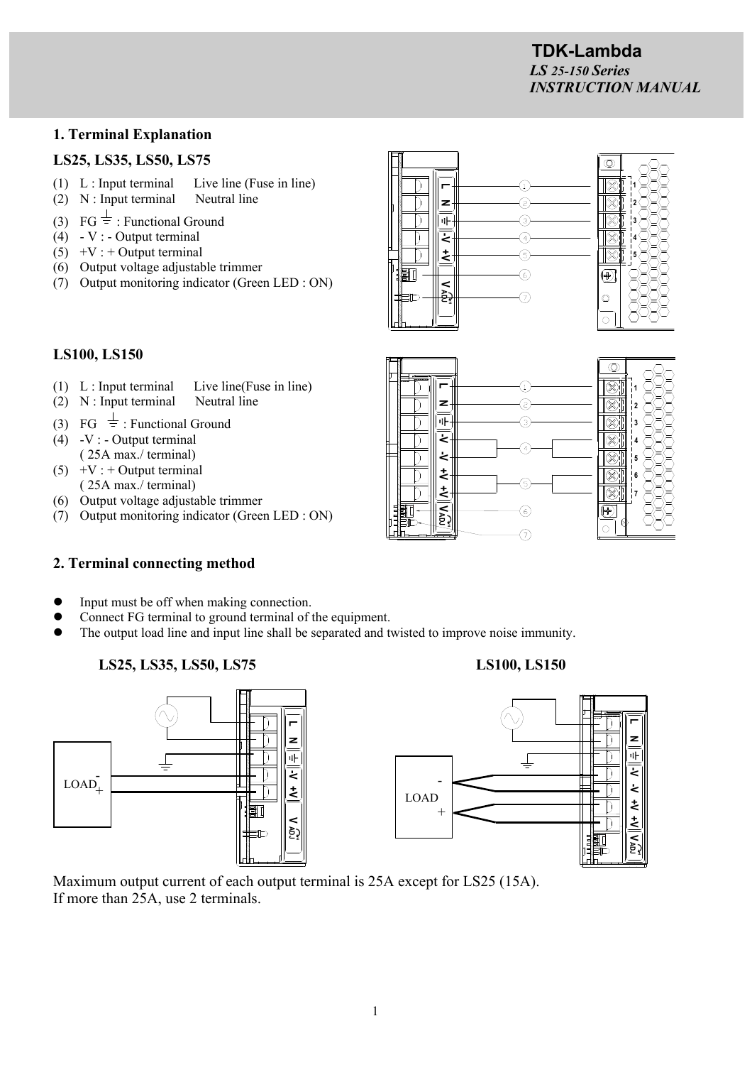## 1. Terminal Explanation

### LS25, LS35, LS50, LS75

(1) L : Input terminal Live line (Fuse in line)
(2) N : Input terminal Neutral line
(3) FG ⏚ : Functional Ground
(4) - V : - Output terminal
(5) +V : + Output terminal
(6) Output voltage adjustable trimmer
(7) Output monitoring indicator (Green LED : ON)

### LS100, LS150

(1) L : Input terminal Live line(Fuse in line)
(2) N : Input terminal Neutral line
(3) FG ⏚ : Functional Ground
(4) -V : - Output terminal
( 25A max./ terminal)
(5) +V : + Output terminal
( 25A max./ terminal)
(6) Output voltage adjustable trimmer
(7) Output monitoring indicator (Green LED : ON)

## 2. Terminal connecting method

- Input must be off when making connection.
- Connect FG terminal to ground terminal of the equipment.
- The output load line and input line shall be separated and twisted to improve noise immunity.

**LS25, LS35, LS50, LS75** **LS100, LS150**

Maximum output current of each output terminal is 25A except for LS25 (15A).
If more than 25A, use 2 terminals.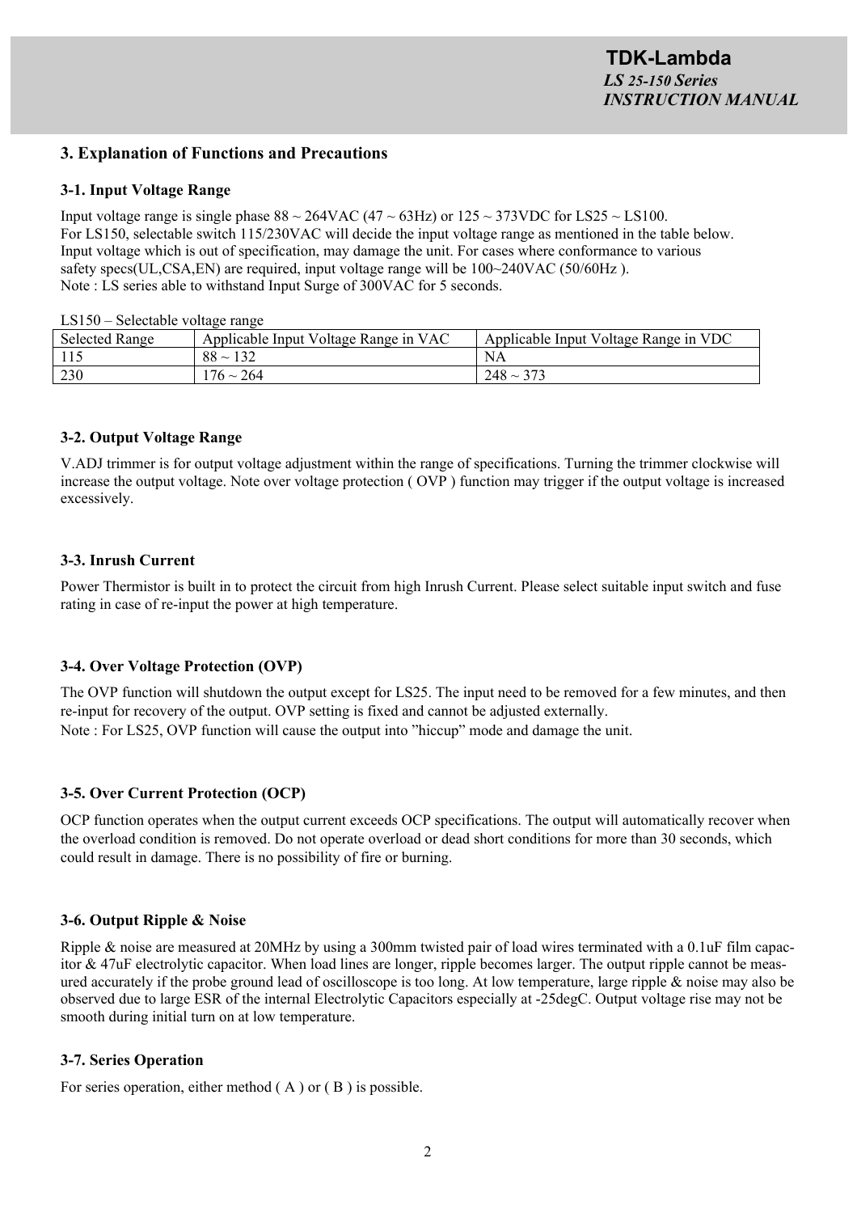## 3. Explanation of Functions and Precautions

### 3-1. Input Voltage Range

Input voltage range is single phase 88 ~ 264VAC (47 ~ 63Hz) or 125 ~ 373VDC for LS25 ~ LS100.
For LS150, selectable switch 115/230VAC will decide the input voltage range as mentioned in the table below.
Input voltage which is out of specification, may damage the unit. For cases where conformance to various safety specs(UL,CSA,EN) are required, input voltage range will be 100~240VAC (50/60Hz ).
Note : LS series able to withstand Input Surge of 300VAC for 5 seconds.

LS150 – Selectable voltage range

| Selected Range | Applicable Input Voltage Range in VAC | Applicable Input Voltage Range in VDC |
|---|---|---|
| 115 | 88 ~ 132 | NA |
| 230 | 176 ~ 264 | 248 ~ 373 |

### 3-2. Output Voltage Range

V.ADJ trimmer is for output voltage adjustment within the range of specifications. Turning the trimmer clockwise will increase the output voltage. Note over voltage protection ( OVP ) function may trigger if the output voltage is increased excessively.

### 3-3. Inrush Current

Power Thermistor is built in to protect the circuit from high Inrush Current. Please select suitable input switch and fuse rating in case of re-input the power at high temperature.

### 3-4. Over Voltage Protection (OVP)

The OVP function will shutdown the output except for LS25. The input need to be removed for a few minutes, and then re-input for recovery of the output. OVP setting is fixed and cannot be adjusted externally.
Note : For LS25, OVP function will cause the output into "hiccup" mode and damage the unit.

### 3-5. Over Current Protection (OCP)

OCP function operates when the output current exceeds OCP specifications. The output will automatically recover when the overload condition is removed. Do not operate overload or dead short conditions for more than 30 seconds, which could result in damage. There is no possibility of fire or burning.

### 3-6. Output Ripple & Noise

Ripple & noise are measured at 20MHz by using a 300mm twisted pair of load wires terminated with a 0.1uF film capacitor & 47uF electrolytic capacitor. When load lines are longer, ripple becomes larger. The output ripple cannot be measured accurately if the probe ground lead of oscilloscope is too long. At low temperature, large ripple & noise may also be observed due to large ESR of the internal Electrolytic Capacitors especially at -25degC. Output voltage rise may not be smooth during initial turn on at low temperature.

### 3-7. Series Operation

For series operation, either method ( A ) or ( B ) is possible.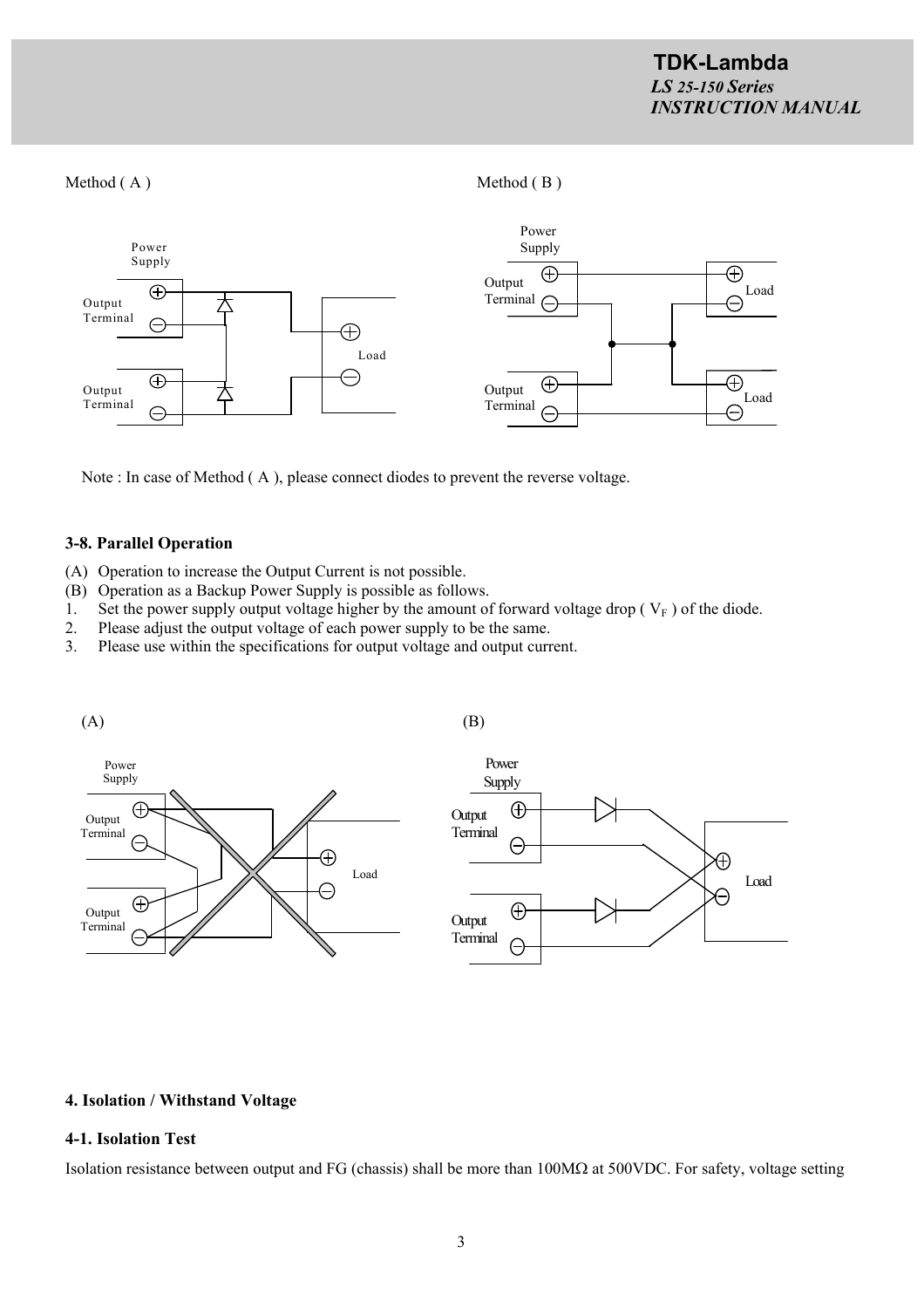Method ( A )

Method ( B )

Note : In case of Method ( A ), please connect diodes to prevent the reverse voltage.

### 3-8. Parallel Operation

(A) Operation to increase the Output Current is not possible.
(B) Operation as a Backup Power Supply is possible as follows.

1. Set the power supply output voltage higher by the amount of forward voltage drop ( $V_F$ ) of the diode.
2. Please adjust the output voltage of each power supply to be the same.
3. Please use within the specifications for output voltage and output current.

(A)

(B)

## 4. Isolation / Withstand Voltage

### 4-1. Isolation Test

Isolation resistance between output and FG (chassis) shall be more than 100MΩ at 500VDC. For safety, voltage setting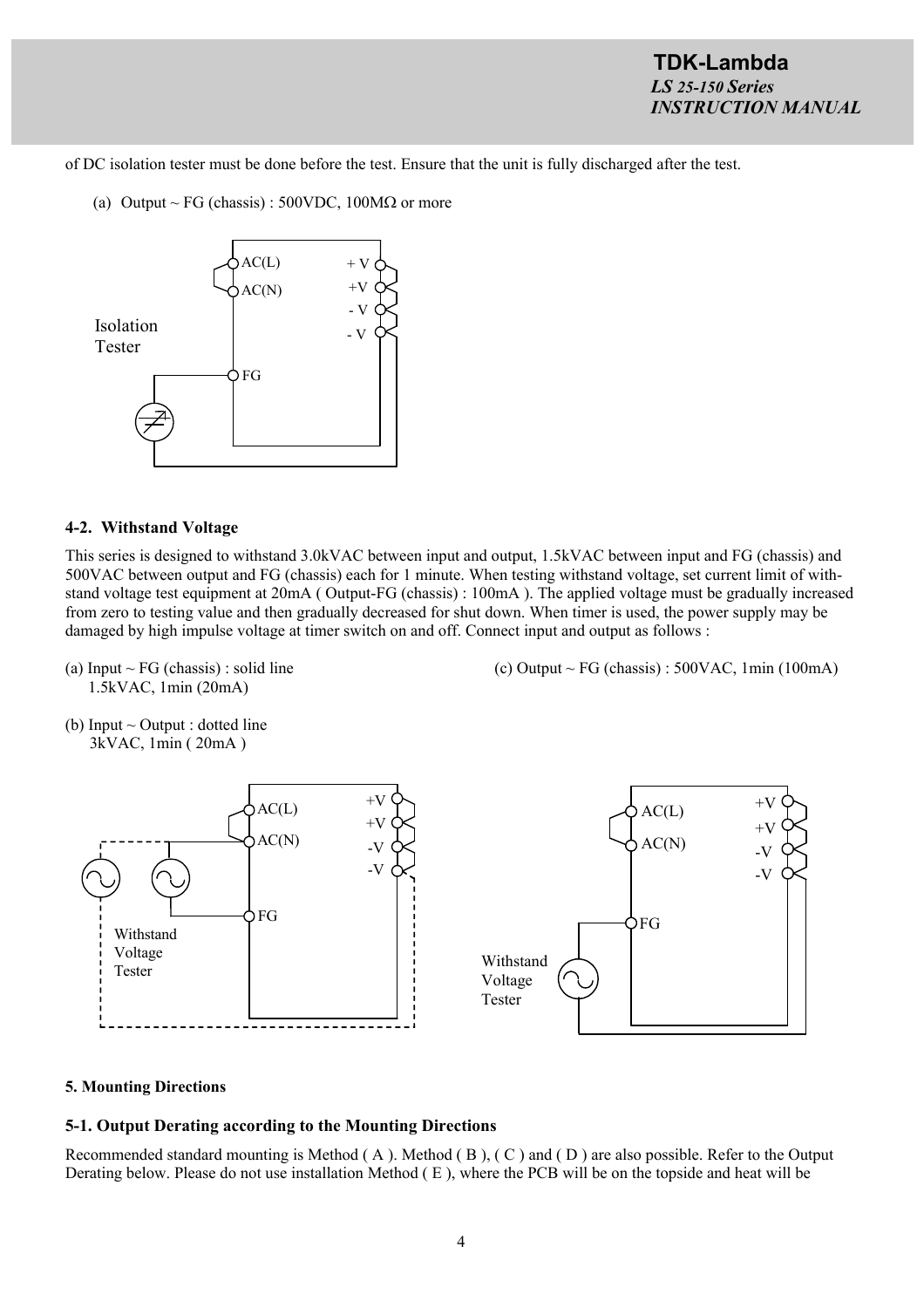of DC isolation tester must be done before the test. Ensure that the unit is fully discharged after the test.

(a) Output ~ FG (chassis) : 500VDC, 100MΩ or more

### 4-2. Withstand Voltage

This series is designed to withstand 3.0kVAC between input and output, 1.5kVAC between input and FG (chassis) and 500VAC between output and FG (chassis) each for 1 minute. When testing withstand voltage, set current limit of withstand voltage test equipment at 20mA ( Output-FG (chassis) : 100mA ). The applied voltage must be gradually increased from zero to testing value and then gradually decreased for shut down. When timer is used, the power supply may be damaged by high impulse voltage at timer switch on and off. Connect input and output as follows :

(a) Input ~ FG (chassis) : solid line
1.5kVAC, 1min (20mA)

(b) Input ~ Output : dotted line
3kVAC, 1min ( 20mA )

(c) Output ~ FG (chassis) : 500VAC, 1min (100mA)

## 5. Mounting Directions

### 5-1. Output Derating according to the Mounting Directions

Recommended standard mounting is Method ( A ). Method ( B ), ( C ) and ( D ) are also possible. Refer to the Output Derating below. Please do not use installation Method ( E ), where the PCB will be on the topside and heat will be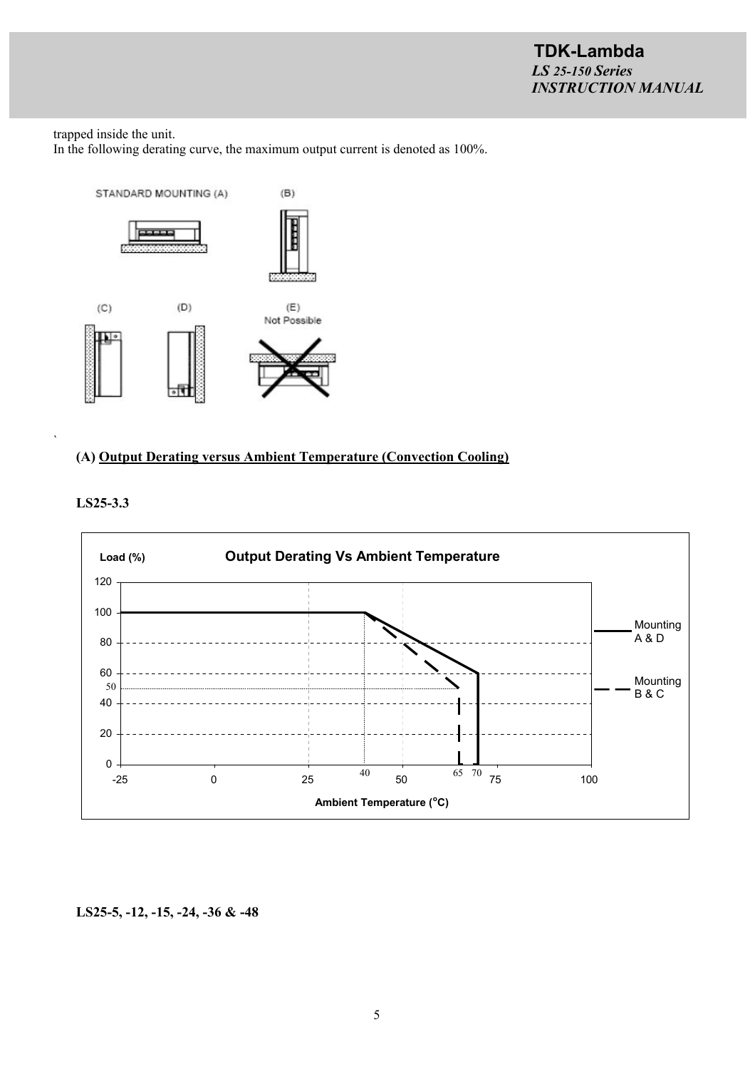trapped inside the unit.
In the following derating curve, the maximum output current is denoted as 100%.

### (A) Output Derating versus Ambient Temperature (Convection Cooling)

**LS25-3.3**

**LS25-5, -12, -15, -24, -36 & -48**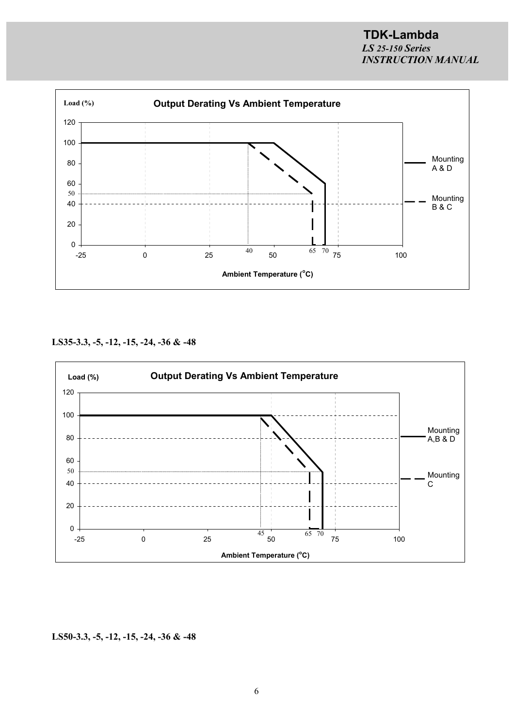**Output Derating Vs Ambient Temperature**

Load (%)

Ambient Temperature (°C)

Mounting A & D

Mounting B & C

**LS35-3.3, -5, -12, -15, -24, -36 & -48**

**Output Derating Vs Ambient Temperature**

Load (%)

Ambient Temperature (°C)

Mounting A,B & D

Mounting C

**LS50-3.3, -5, -12, -15, -24, -36 & -48**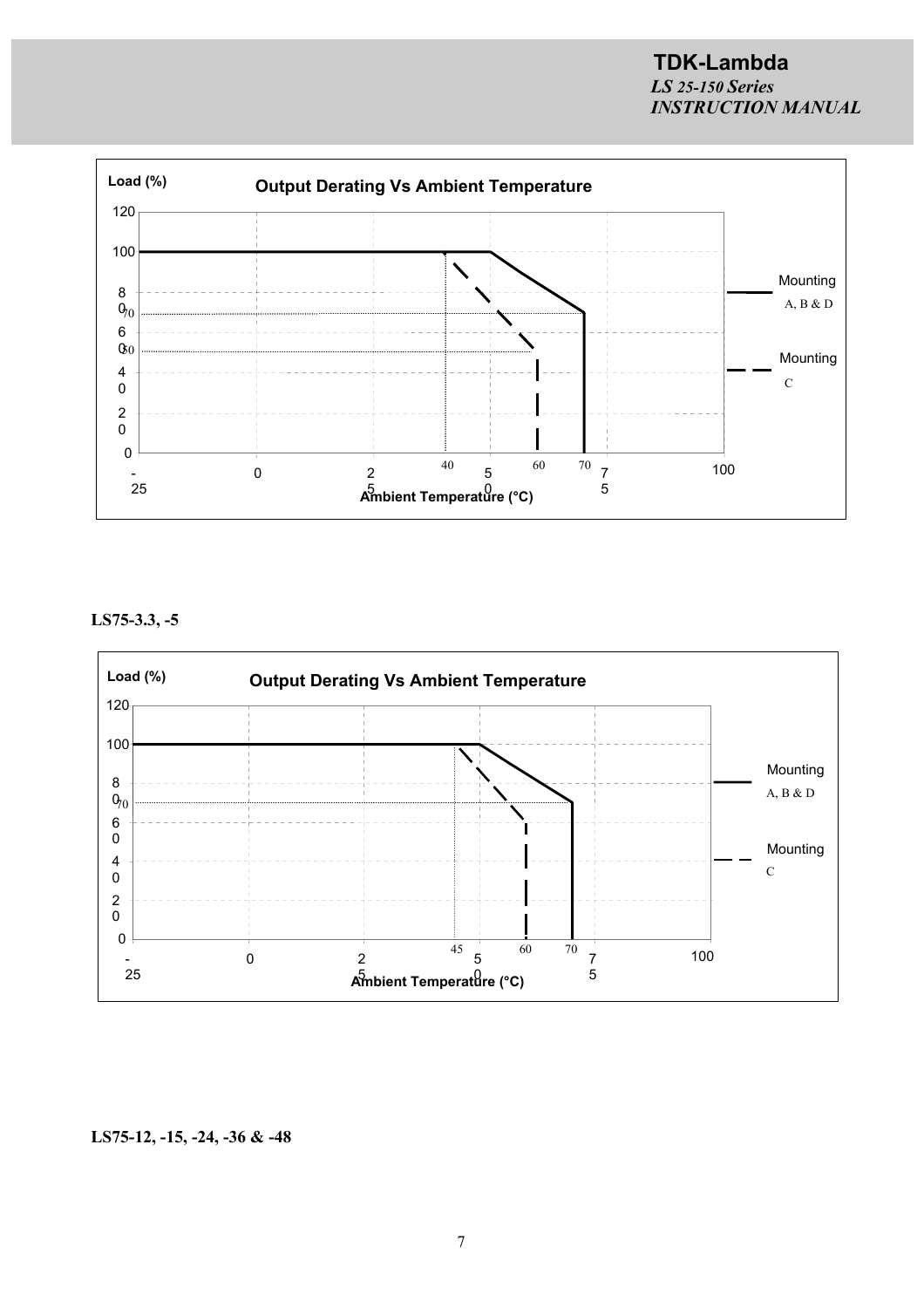**Load (%)** **Output Derating Vs Ambient Temperature**

Y-axis: 0, 20, 40, 60, 80, 100, 120 (marked levels: 70, 50)

X-axis: **Ambient Temperature (°C)** — -25, 0, 25, 50, 75, 100 (marked points: 40, 60, 70)

Legend: Mounting A, B & D (solid line); Mounting C (dashed line)

**LS75-3.3, -5**

**Load (%)** **Output Derating Vs Ambient Temperature**

Y-axis: 0, 20, 40, 60, 80, 100, 120 (marked level: 70)

X-axis: **Ambient Temperature (°C)** — -25, 0, 25, 50, 75, 100 (marked points: 45, 60, 70)

Legend: Mounting A, B & D (solid line); Mounting C (dashed line)

**LS75-12, -15, -24, -36 & -48**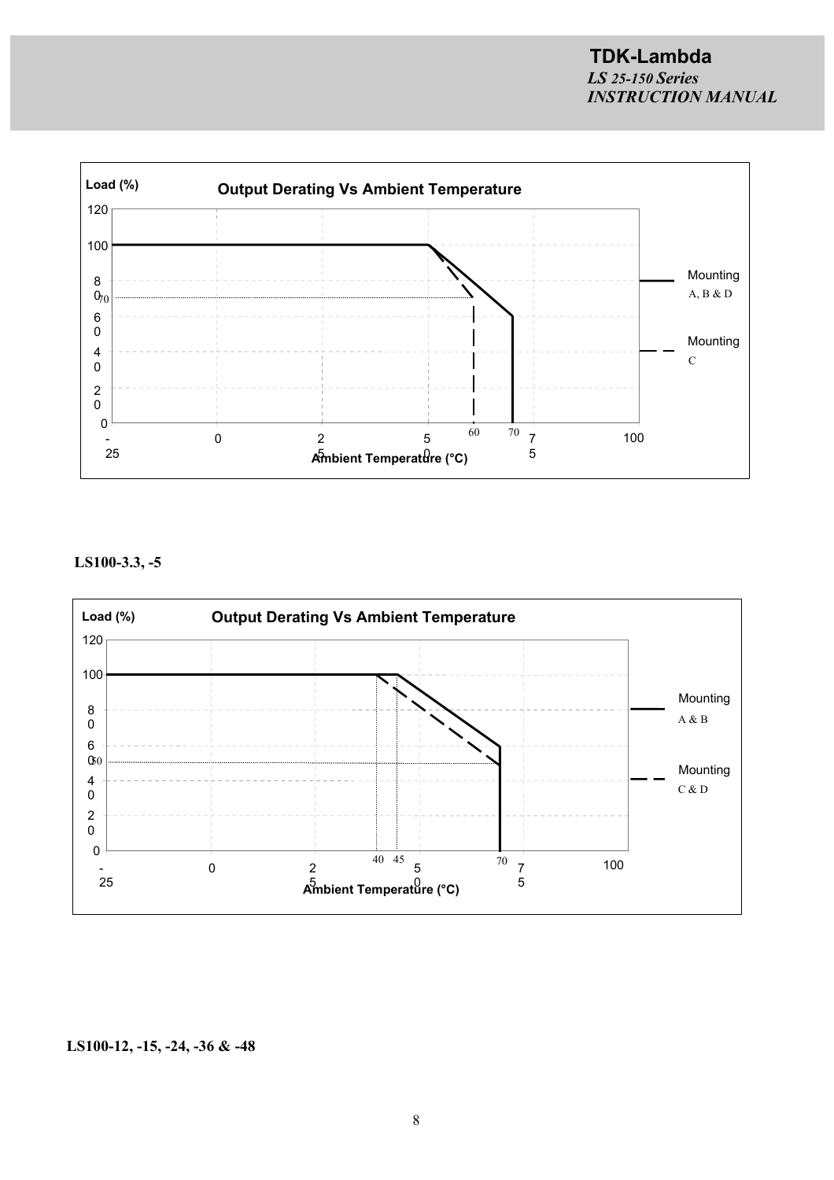**Output Derating Vs Ambient Temperature**

Load (%)

120

100

80

70

60

40

20

0

-25 | 0 | 25 | 50 | 60 | 70 | 75 | 100

Ambient Temperature (°C)

Mounting A, B & D

Mounting C

**LS100-3.3, -5**

**Output Derating Vs Ambient Temperature**

Load (%)

120

100

80

60

50

40

20

0

-25 | 0 | 25 | 40 | 45 | 50 | 70 | 75 | 100

Ambient Temperature (°C)

Mounting A & B

Mounting C & D

**LS100-12, -15, -24, -36 & -48**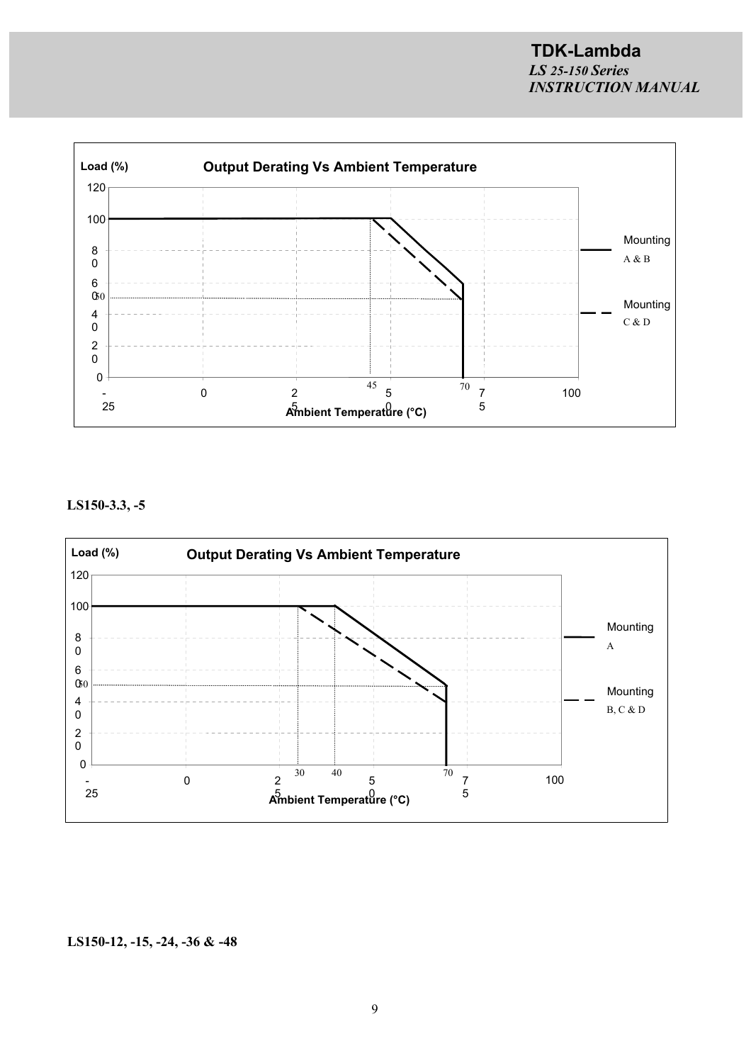**Output Derating Vs Ambient Temperature**

Load (%)

| Ambient Temperature (°C) | Mounting A & B | Mounting C & D |
|---|---|---|
| -25 | 100 | 100 |
| 45 | 100 | 100 |
| 50 | 100 | |
| 70 | 60 | 50 |

**LS150-3.3, -5**

**Output Derating Vs Ambient Temperature**

Load (%)

| Ambient Temperature (°C) | Mounting A | Mounting B, C & D |
|---|---|---|
| -25 | 100 | 100 |
| 30 | 100 | 100 |
| 40 | 100 | |
| 70 | 50 | 40 |

**LS150-12, -15, -24, -36 & -48**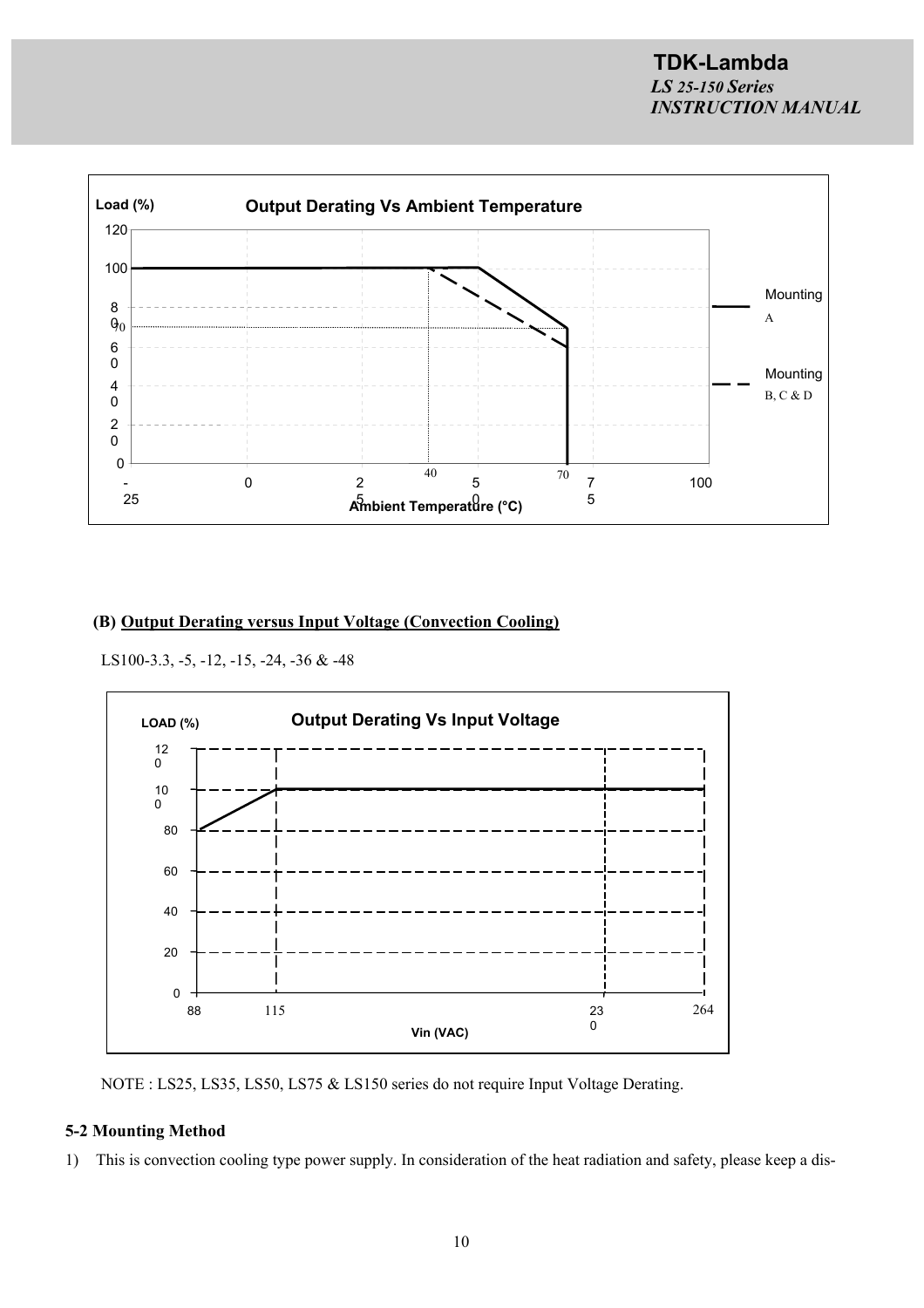**Output Derating Vs Ambient Temperature**

Load (%)

Ambient Temperature (°C)

Mounting A

Mounting B, C & D

**(B) Output Derating versus Input Voltage (Convection Cooling)**

LS100-3.3, -5, -12, -15, -24, -36 & -48

**Output Derating Vs Input Voltage**

LOAD (%)

Vin (VAC)

NOTE : LS25, LS35, LS50, LS75 & LS150 series do not require Input Voltage Derating.

**5-2 Mounting Method**

1) This is convection cooling type power supply. In consideration of the heat radiation and safety, please keep a dis-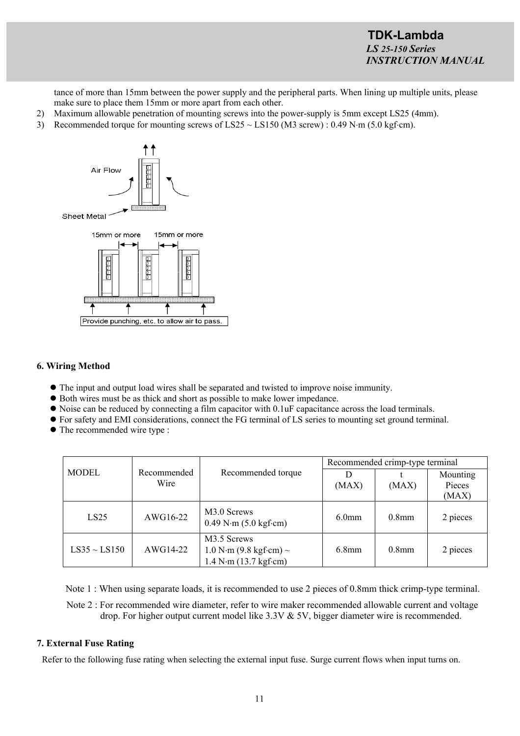tance of more than 15mm between the power supply and the peripheral parts. When lining up multiple units, please make sure to place them 15mm or more apart from each other.

2) Maximum allowable penetration of mounting screws into the power-supply is 5mm except LS25 (4mm).
3) Recommended torque for mounting screws of LS25 ~ LS150 (M3 screw) : 0.49 N·m (5.0 kgf·cm).

## 6. Wiring Method

- The input and output load wires shall be separated and twisted to improve noise immunity.
- Both wires must be as thick and short as possible to make lower impedance.
- Noise can be reduced by connecting a film capacitor with 0.1uF capacitance across the load terminals.
- For safety and EMI considerations, connect the FG terminal of LS series to mounting set ground terminal.
- The recommended wire type :

| MODEL | Recommended Wire | Recommended torque | Recommended crimp-type terminal | | |
|---|---|---|---|---|---|
| | | | D (MAX) | t (MAX) | Mounting Pieces (MAX) |
| LS25 | AWG16-22 | M3.0 Screws 0.49 N·m (5.0 kgf·cm) | 6.0mm | 0.8mm | 2 pieces |
| LS35 ~ LS150 | AWG14-22 | M3.5 Screws 1.0 N·m (9.8 kgf·cm) ~ 1.4 N·m (13.7 kgf·cm) | 6.8mm | 0.8mm | 2 pieces |

Note 1 : When using separate loads, it is recommended to use 2 pieces of 0.8mm thick crimp-type terminal.

Note 2 : For recommended wire diameter, refer to wire maker recommended allowable current and voltage drop. For higher output current model like 3.3V & 5V, bigger diameter wire is recommended.

## 7. External Fuse Rating

Refer to the following fuse rating when selecting the external input fuse. Surge current flows when input turns on.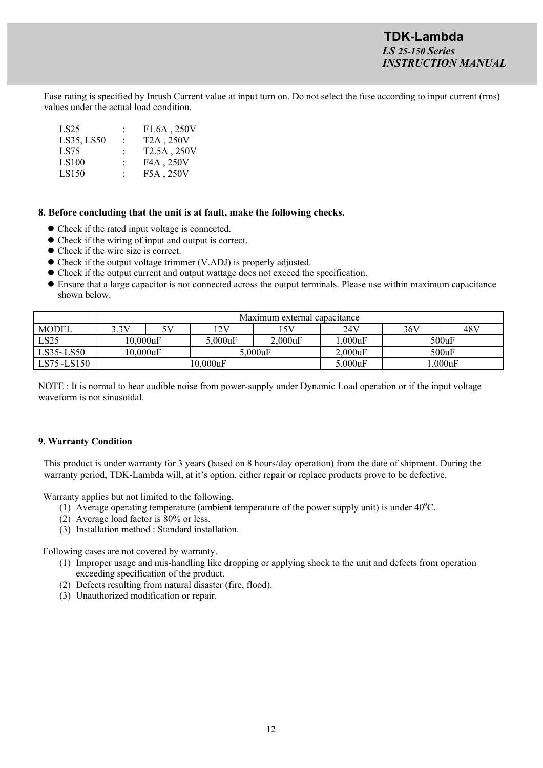Fuse rating is specified by Inrush Current value at input turn on. Do not select the fuse according to input current (rms) values under the actual load condition.

| | | |
|---|---|---|
| LS25 | : | F1.6A , 250V |
| LS35, LS50 | : | T2A , 250V |
| LS75 | : | T2.5A , 250V |
| LS100 | : | F4A , 250V |
| LS150 | : | F5A , 250V |

## 8. Before concluding that the unit is at fault, make the following checks.

- Check if the rated input voltage is connected.
- Check if the wiring of input and output is correct.
- Check if the wire size is correct.
- Check if the output voltage trimmer (V.ADJ) is properly adjusted.
- Check if the output current and output wattage does not exceed the specification.
- Ensure that a large capacitor is not connected across the output terminals. Please use within maximum capacitance shown below.

| | Maximum external capacitance | | | | | | |
|---|---|---|---|---|---|---|---|
| MODEL | 3.3V | 5V | 12V | 15V | 24V | 36V | 48V |
| LS25 | 10,000uF | | 5,000uF | 2,000uF | 1,000uF | 500uF | |
| LS35~LS50 | 10,000uF | | 5,000uF | | 2,000uF | 500uF | |
| LS75~LS150 | 10,000uF | | | | 5,000uF | 1,000uF | |

NOTE : It is normal to hear audible noise from power-supply under Dynamic Load operation or if the input voltage waveform is not sinusoidal.

## 9. Warranty Condition

This product is under warranty for 3 years (based on 8 hours/day operation) from the date of shipment. During the warranty period, TDK-Lambda will, at it's option, either repair or replace products prove to be defective.

Warranty applies but not limited to the following.

(1) Average operating temperature (ambient temperature of the power supply unit) is under 40°C.
(2) Average load factor is 80% or less.
(3) Installation method : Standard installation.

Following cases are not covered by warranty.

(1) Improper usage and mis-handling like dropping or applying shock to the unit and defects from operation exceeding specification of the product.
(2) Defects resulting from natural disaster (fire, flood).
(3) Unauthorized modification or repair.